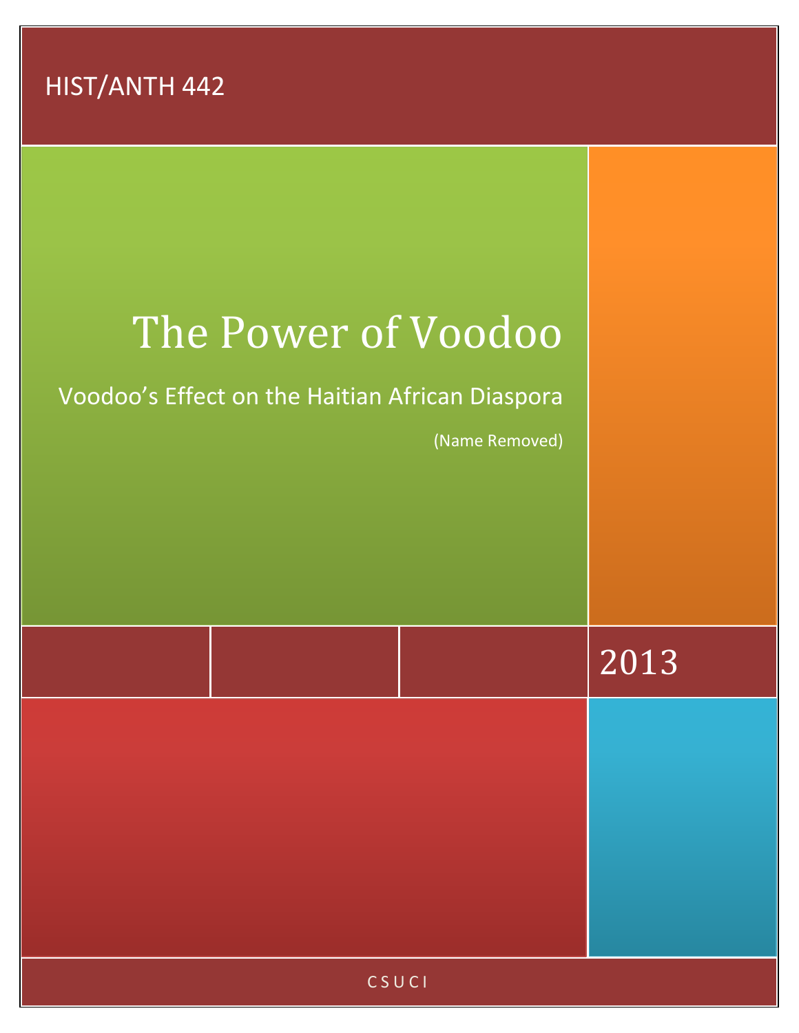HIST/ANTH 442

# The Power of Voodoo

## Voodoo's Effect on the Haitian African Diaspora

(Name Removed)

2013

CSUCI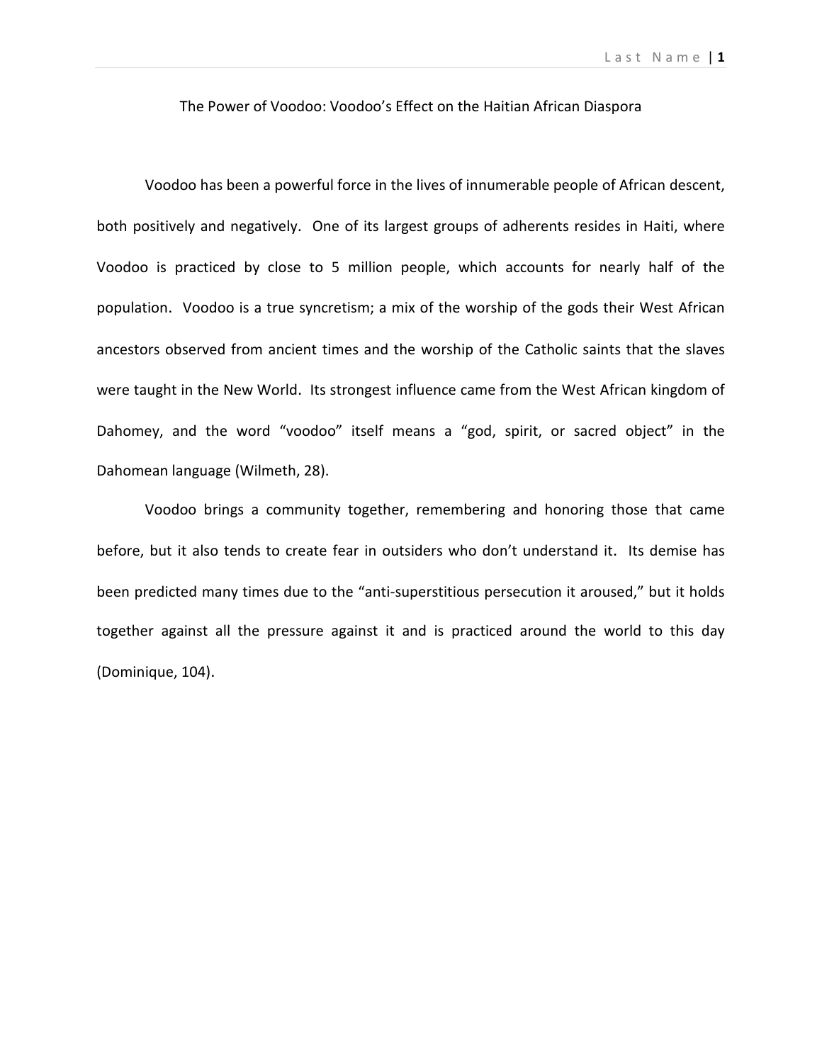The Power of Voodoo: Voodoo's Effect on the Haitian African Diaspora

Voodoo has been a powerful force in the lives of innumerable people of African descent, both positively and negatively. One of its largest groups of adherents resides in Haiti, where Voodoo is practiced by close to 5 million people, which accounts for nearly half of the population. Voodoo is a true syncretism; a mix of the worship of the gods their West African ancestors observed from ancient times and the worship of the Catholic saints that the slaves were taught in the New World. Its strongest influence came from the West African kingdom of Dahomey, and the word "voodoo" itself means a "god, spirit, or sacred object" in the Dahomean language (Wilmeth, 28).

Voodoo brings a community together, remembering and honoring those that came before, but it also tends to create fear in outsiders who don't understand it. Its demise has been predicted many times due to the "anti-superstitious persecution it aroused," but it holds together against all the pressure against it and is practiced around the world to this day (Dominique, 104).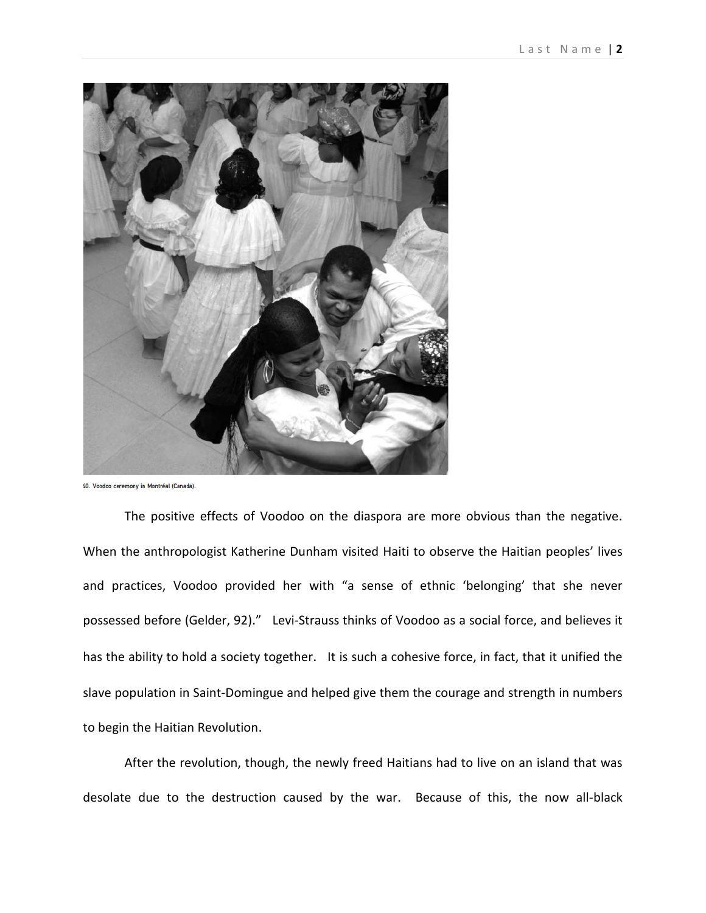40. Voodoo ceremony in Montréal (Canada).

The positive effects of Voodoo on the diaspora are more obvious than the negative. When the anthropologist Katherine Dunham visited Haiti to observe the Haitian peoples' lives and practices, Voodoo provided her with "a sense of ethnic 'belonging' that she never possessed before (Gelder, 92)." Levi-Strauss thinks of Voodoo as a social force, and believes it has the ability to hold a society together. It is such a cohesive force, in fact, that it unified the slave population in Saint-Domingue and helped give them the courage and strength in numbers to begin the Haitian Revolution.

After the revolution, though, the newly freed Haitians had to live on an island that was desolate due to the destruction caused by the war. Because of this, the now all-black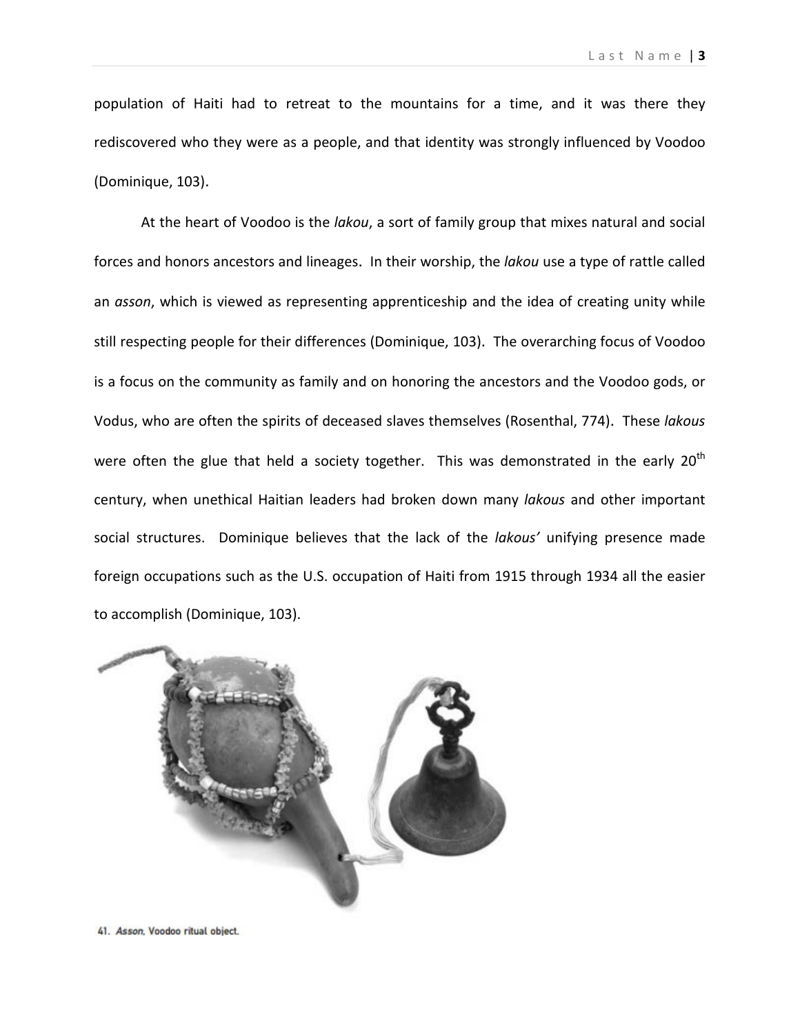population of Haiti had to retreat to the mountains for a time, and it was there they rediscovered who they were as a people, and that identity was strongly influenced by Voodoo (Dominique, 103).

At the heart of Voodoo is the *lakou*, a sort of family group that mixes natural and social forces and honors ancestors and lineages. In their worship, the *lakou* use a type of rattle called an *asson*, which is viewed as representing apprenticeship and the idea of creating unity while still respecting people for their differences (Dominique, 103). The overarching focus of Voodoo is a focus on the community as family and on honoring the ancestors and the Voodoo gods, or Vodus, who are often the spirits of deceased slaves themselves (Rosenthal, 774). These *lakous* were often the glue that held a society together. This was demonstrated in the early 20th century, when unethical Haitian leaders had broken down many *lakous* and other important social structures. Dominique believes that the lack of the *lakous'* unifying presence made foreign occupations such as the U.S. occupation of Haiti from 1915 through 1934 all the easier to accomplish (Dominique, 103).

41. *Asson*, Voodoo ritual object.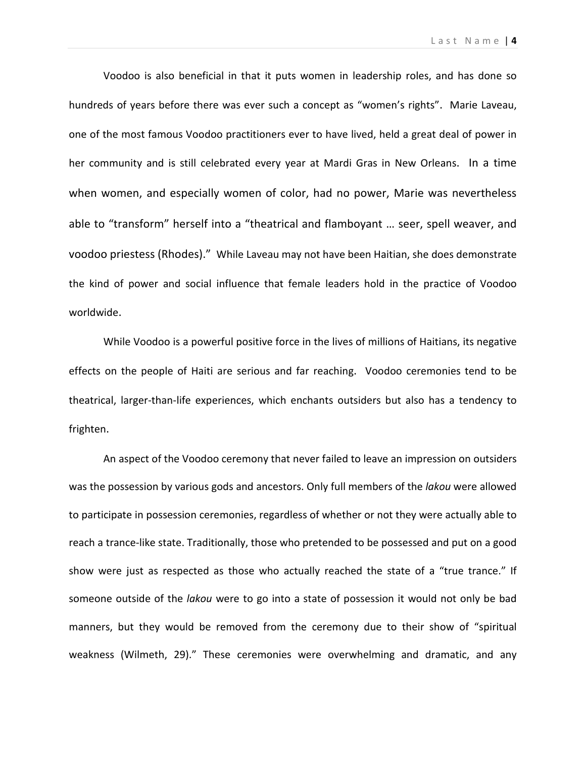Voodoo is also beneficial in that it puts women in leadership roles, and has done so hundreds of years before there was ever such a concept as "women's rights". Marie Laveau, one of the most famous Voodoo practitioners ever to have lived, held a great deal of power in her community and is still celebrated every year at Mardi Gras in New Orleans. In a time when women, and especially women of color, had no power, Marie was nevertheless able to "transform" herself into a "theatrical and flamboyant … seer, spell weaver, and voodoo priestess (Rhodes)." While Laveau may not have been Haitian, she does demonstrate the kind of power and social influence that female leaders hold in the practice of Voodoo worldwide.

While Voodoo is a powerful positive force in the lives of millions of Haitians, its negative effects on the people of Haiti are serious and far reaching. Voodoo ceremonies tend to be theatrical, larger-than-life experiences, which enchants outsiders but also has a tendency to frighten.

An aspect of the Voodoo ceremony that never failed to leave an impression on outsiders was the possession by various gods and ancestors. Only full members of the *lakou* were allowed to participate in possession ceremonies, regardless of whether or not they were actually able to reach a trance-like state. Traditionally, those who pretended to be possessed and put on a good show were just as respected as those who actually reached the state of a "true trance." If someone outside of the *lakou* were to go into a state of possession it would not only be bad manners, but they would be removed from the ceremony due to their show of "spiritual weakness (Wilmeth, 29)." These ceremonies were overwhelming and dramatic, and any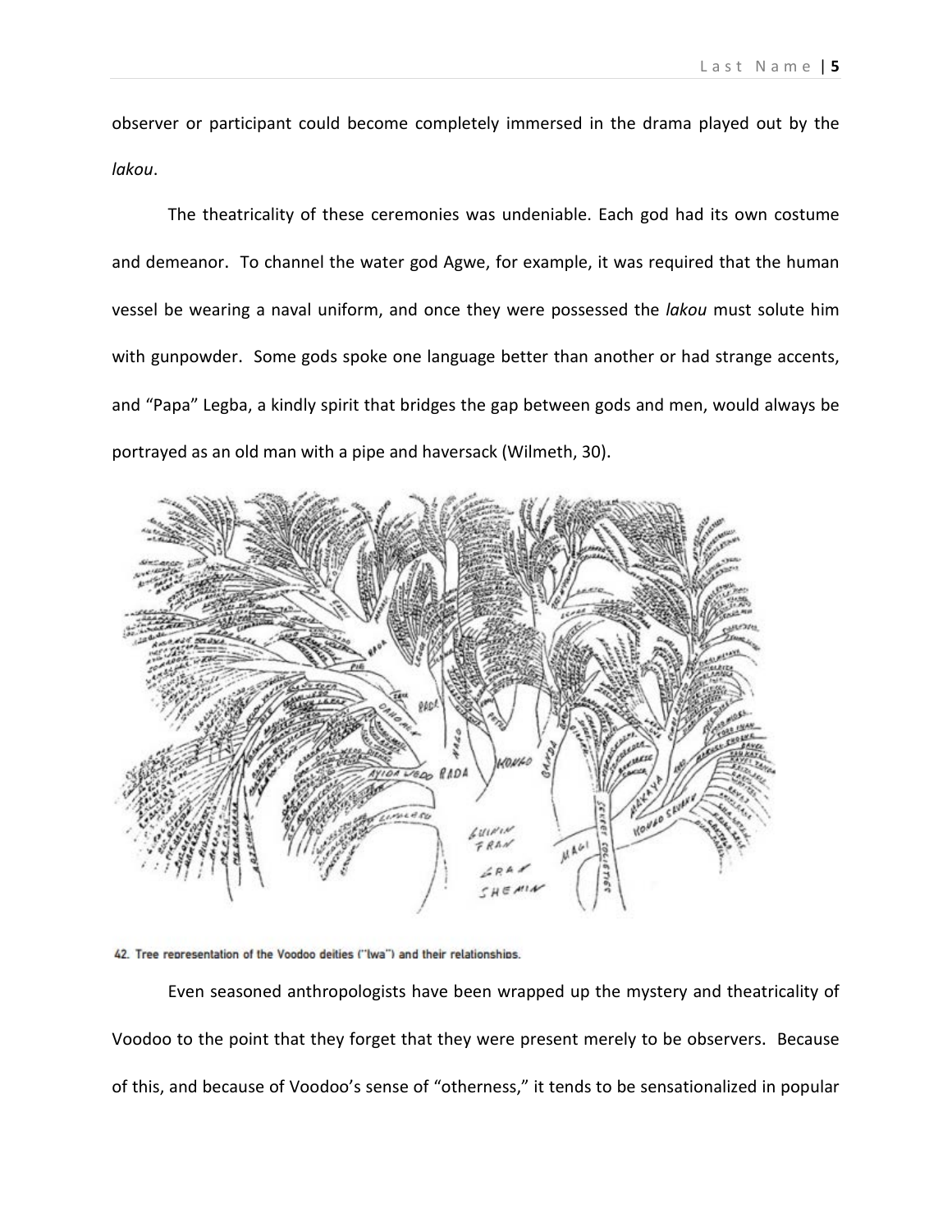observer or participant could become completely immersed in the drama played out by the *lakou*.

The theatricality of these ceremonies was undeniable. Each god had its own costume and demeanor. To channel the water god Agwe, for example, it was required that the human vessel be wearing a naval uniform, and once they were possessed the *lakou* must solute him with gunpowder. Some gods spoke one language better than another or had strange accents, and "Papa" Legba, a kindly spirit that bridges the gap between gods and men, would always be portrayed as an old man with a pipe and haversack (Wilmeth, 30).

42. Tree representation of the Voodoo deities ("lwa") and their relationships.

Even seasoned anthropologists have been wrapped up the mystery and theatricality of Voodoo to the point that they forget that they were present merely to be observers. Because of this, and because of Voodoo's sense of "otherness," it tends to be sensationalized in popular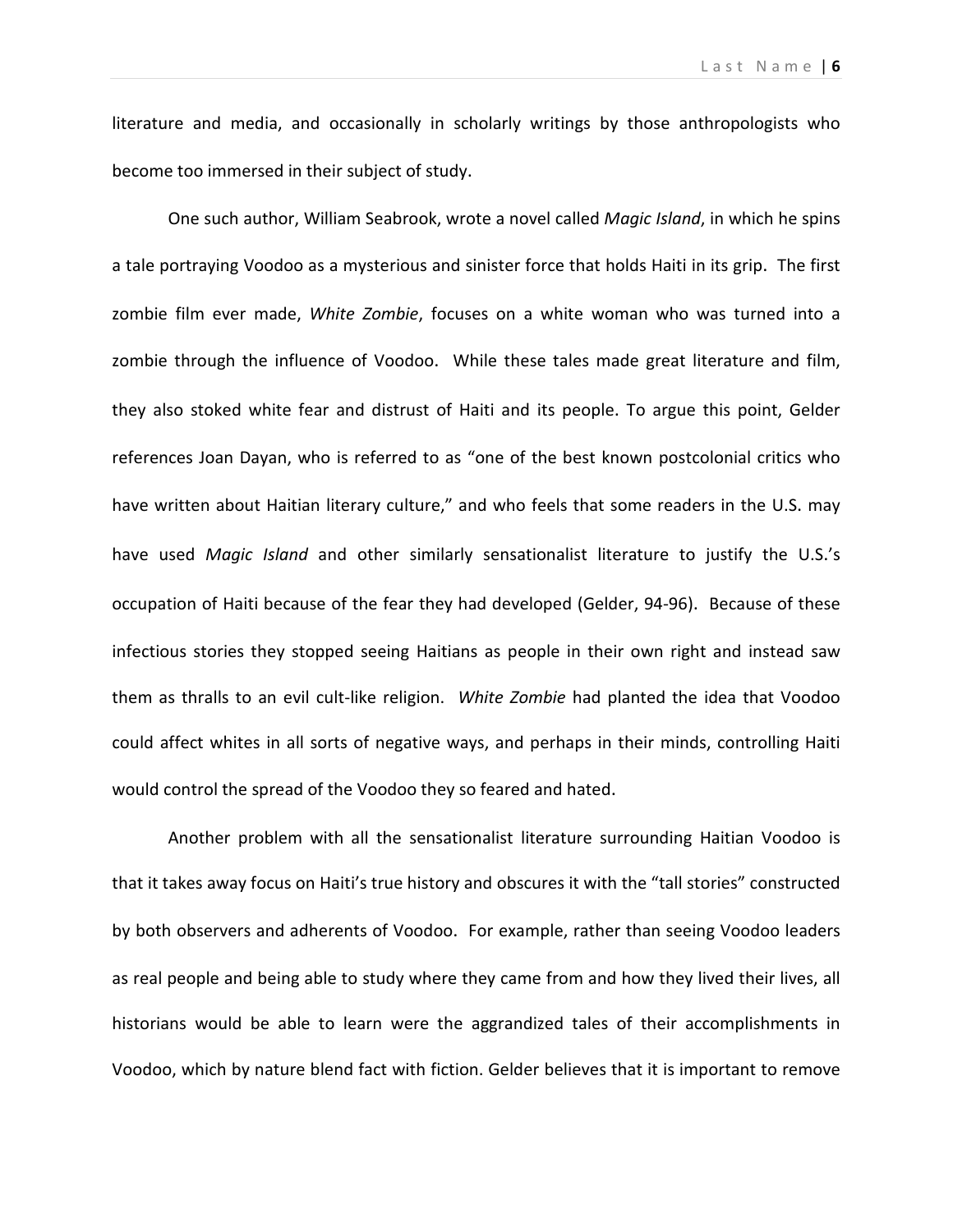literature and media, and occasionally in scholarly writings by those anthropologists who become too immersed in their subject of study.

One such author, William Seabrook, wrote a novel called *Magic Island*, in which he spins a tale portraying Voodoo as a mysterious and sinister force that holds Haiti in its grip. The first zombie film ever made, *White Zombie*, focuses on a white woman who was turned into a zombie through the influence of Voodoo. While these tales made great literature and film, they also stoked white fear and distrust of Haiti and its people. To argue this point, Gelder references Joan Dayan, who is referred to as "one of the best known postcolonial critics who have written about Haitian literary culture," and who feels that some readers in the U.S. may have used *Magic Island* and other similarly sensationalist literature to justify the U.S.'s occupation of Haiti because of the fear they had developed (Gelder, 94-96). Because of these infectious stories they stopped seeing Haitians as people in their own right and instead saw them as thralls to an evil cult-like religion. *White Zombie* had planted the idea that Voodoo could affect whites in all sorts of negative ways, and perhaps in their minds, controlling Haiti would control the spread of the Voodoo they so feared and hated.

Another problem with all the sensationalist literature surrounding Haitian Voodoo is that it takes away focus on Haiti's true history and obscures it with the "tall stories" constructed by both observers and adherents of Voodoo. For example, rather than seeing Voodoo leaders as real people and being able to study where they came from and how they lived their lives, all historians would be able to learn were the aggrandized tales of their accomplishments in Voodoo, which by nature blend fact with fiction. Gelder believes that it is important to remove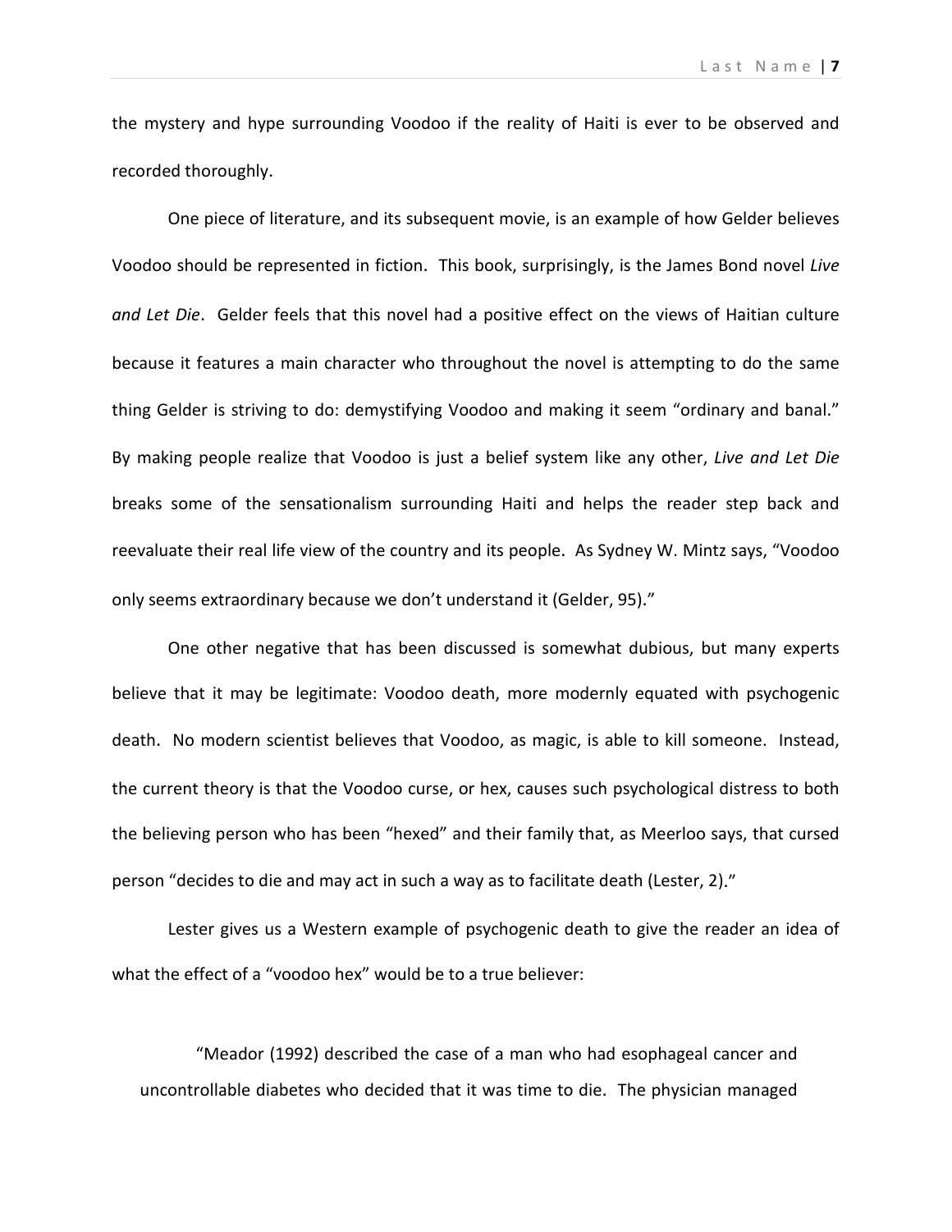the mystery and hype surrounding Voodoo if the reality of Haiti is ever to be observed and recorded thoroughly.

One piece of literature, and its subsequent movie, is an example of how Gelder believes Voodoo should be represented in fiction. This book, surprisingly, is the James Bond novel *Live and Let Die*. Gelder feels that this novel had a positive effect on the views of Haitian culture because it features a main character who throughout the novel is attempting to do the same thing Gelder is striving to do: demystifying Voodoo and making it seem "ordinary and banal." By making people realize that Voodoo is just a belief system like any other, *Live and Let Die* breaks some of the sensationalism surrounding Haiti and helps the reader step back and reevaluate their real life view of the country and its people. As Sydney W. Mintz says, "Voodoo only seems extraordinary because we don't understand it (Gelder, 95)."

One other negative that has been discussed is somewhat dubious, but many experts believe that it may be legitimate: Voodoo death, more modernly equated with psychogenic death. No modern scientist believes that Voodoo, as magic, is able to kill someone. Instead, the current theory is that the Voodoo curse, or hex, causes such psychological distress to both the believing person who has been "hexed" and their family that, as Meerloo says, that cursed person "decides to die and may act in such a way as to facilitate death (Lester, 2)."

Lester gives us a Western example of psychogenic death to give the reader an idea of what the effect of a "voodoo hex" would be to a true believer:

> "Meador (1992) described the case of a man who had esophageal cancer and uncontrollable diabetes who decided that it was time to die. The physician managed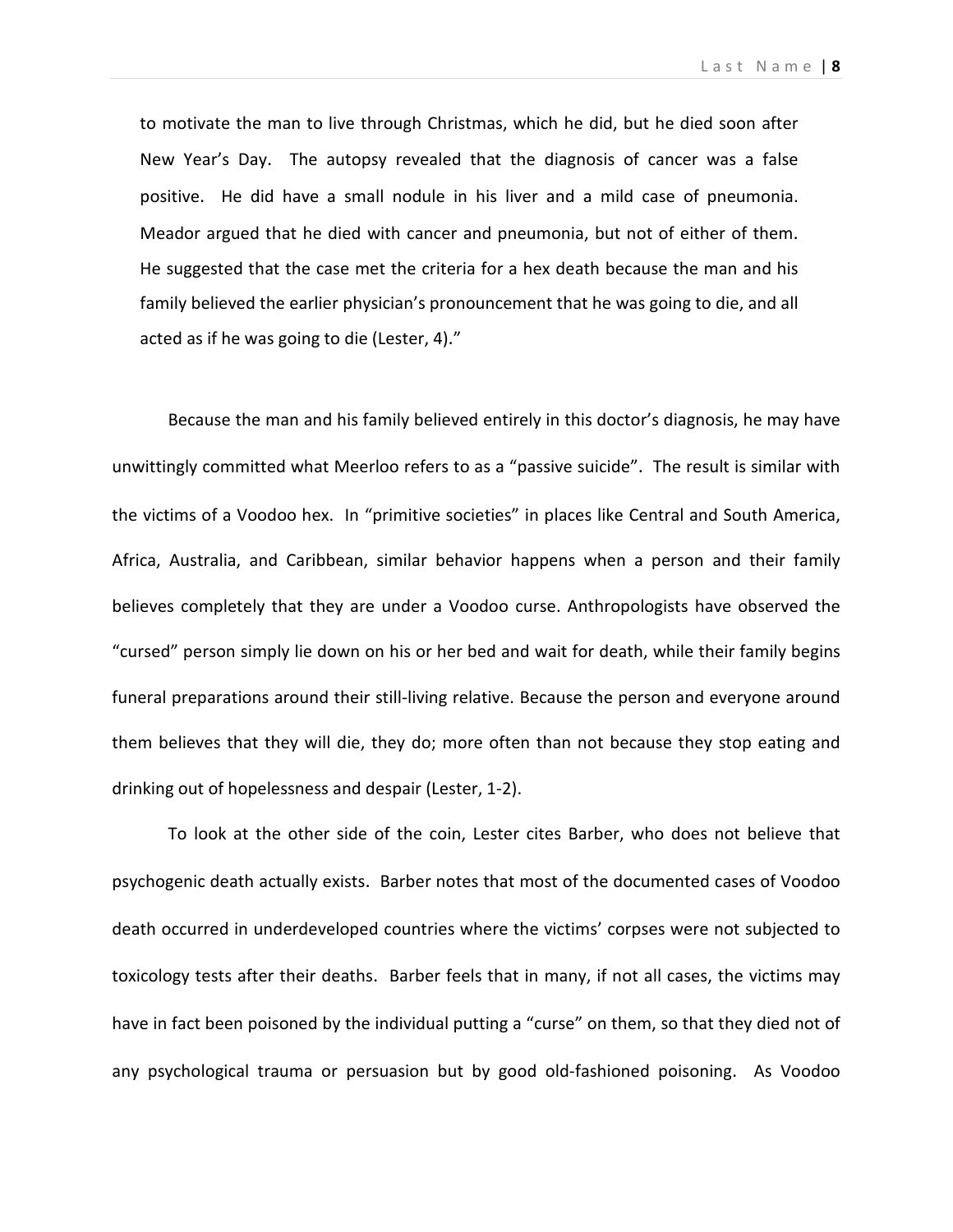to motivate the man to live through Christmas, which he did, but he died soon after New Year's Day. The autopsy revealed that the diagnosis of cancer was a false positive. He did have a small nodule in his liver and a mild case of pneumonia. Meador argued that he died with cancer and pneumonia, but not of either of them. He suggested that the case met the criteria for a hex death because the man and his family believed the earlier physician's pronouncement that he was going to die, and all acted as if he was going to die (Lester, 4)."

Because the man and his family believed entirely in this doctor's diagnosis, he may have unwittingly committed what Meerloo refers to as a "passive suicide". The result is similar with the victims of a Voodoo hex. In "primitive societies" in places like Central and South America, Africa, Australia, and Caribbean, similar behavior happens when a person and their family believes completely that they are under a Voodoo curse. Anthropologists have observed the "cursed" person simply lie down on his or her bed and wait for death, while their family begins funeral preparations around their still-living relative. Because the person and everyone around them believes that they will die, they do; more often than not because they stop eating and drinking out of hopelessness and despair (Lester, 1-2).

To look at the other side of the coin, Lester cites Barber, who does not believe that psychogenic death actually exists. Barber notes that most of the documented cases of Voodoo death occurred in underdeveloped countries where the victims' corpses were not subjected to toxicology tests after their deaths. Barber feels that in many, if not all cases, the victims may have in fact been poisoned by the individual putting a "curse" on them, so that they died not of any psychological trauma or persuasion but by good old-fashioned poisoning. As Voodoo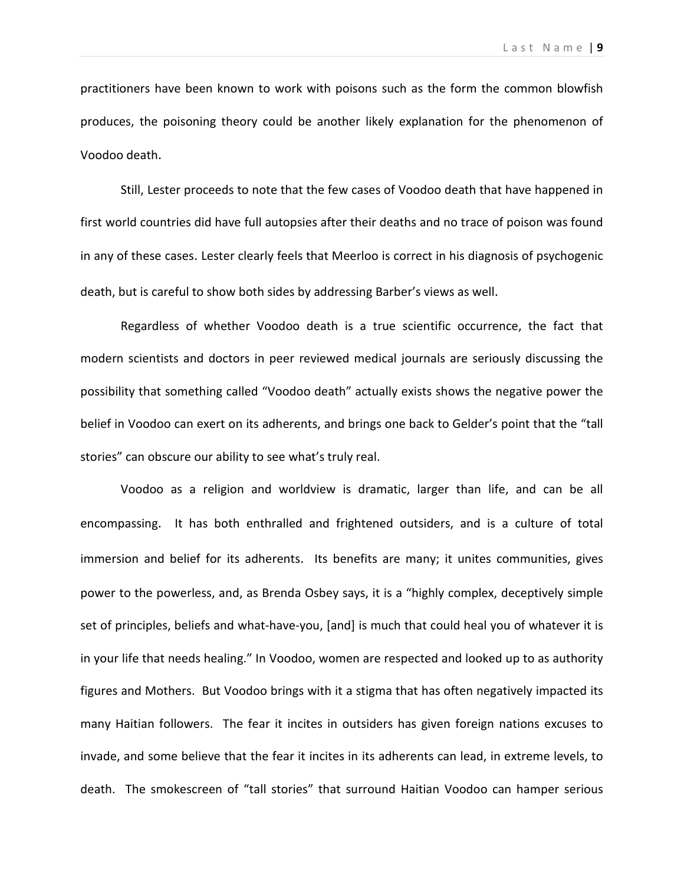practitioners have been known to work with poisons such as the form the common blowfish produces, the poisoning theory could be another likely explanation for the phenomenon of Voodoo death.

Still, Lester proceeds to note that the few cases of Voodoo death that have happened in first world countries did have full autopsies after their deaths and no trace of poison was found in any of these cases. Lester clearly feels that Meerloo is correct in his diagnosis of psychogenic death, but is careful to show both sides by addressing Barber's views as well.

Regardless of whether Voodoo death is a true scientific occurrence, the fact that modern scientists and doctors in peer reviewed medical journals are seriously discussing the possibility that something called "Voodoo death" actually exists shows the negative power the belief in Voodoo can exert on its adherents, and brings one back to Gelder's point that the "tall stories" can obscure our ability to see what's truly real.

Voodoo as a religion and worldview is dramatic, larger than life, and can be all encompassing. It has both enthralled and frightened outsiders, and is a culture of total immersion and belief for its adherents. Its benefits are many; it unites communities, gives power to the powerless, and, as Brenda Osbey says, it is a "highly complex, deceptively simple set of principles, beliefs and what-have-you, [and] is much that could heal you of whatever it is in your life that needs healing." In Voodoo, women are respected and looked up to as authority figures and Mothers. But Voodoo brings with it a stigma that has often negatively impacted its many Haitian followers. The fear it incites in outsiders has given foreign nations excuses to invade, and some believe that the fear it incites in its adherents can lead, in extreme levels, to death. The smokescreen of "tall stories" that surround Haitian Voodoo can hamper serious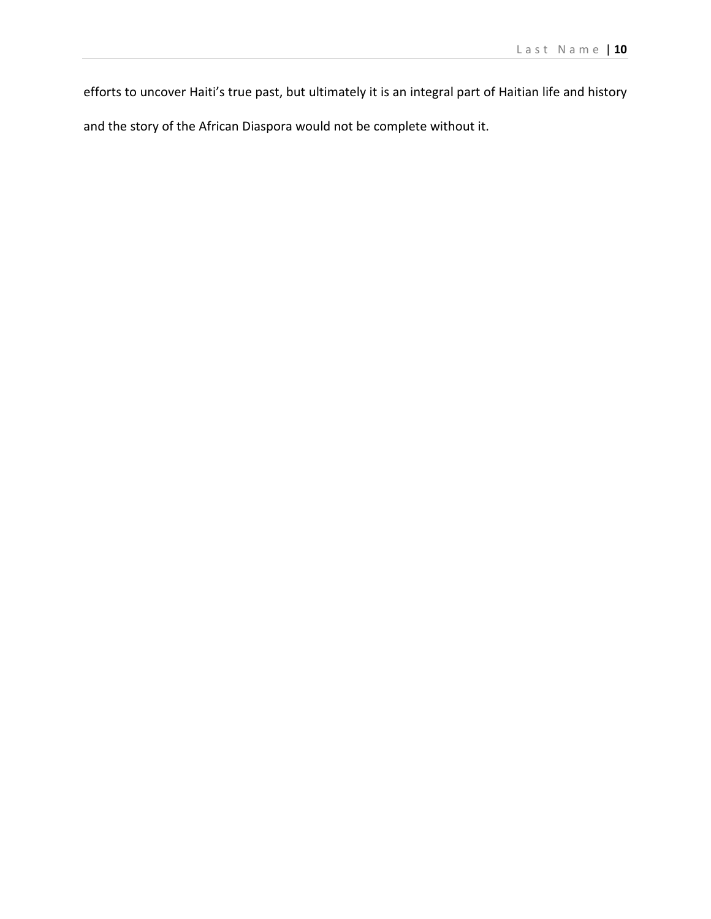efforts to uncover Haiti's true past, but ultimately it is an integral part of Haitian life and history and the story of the African Diaspora would not be complete without it.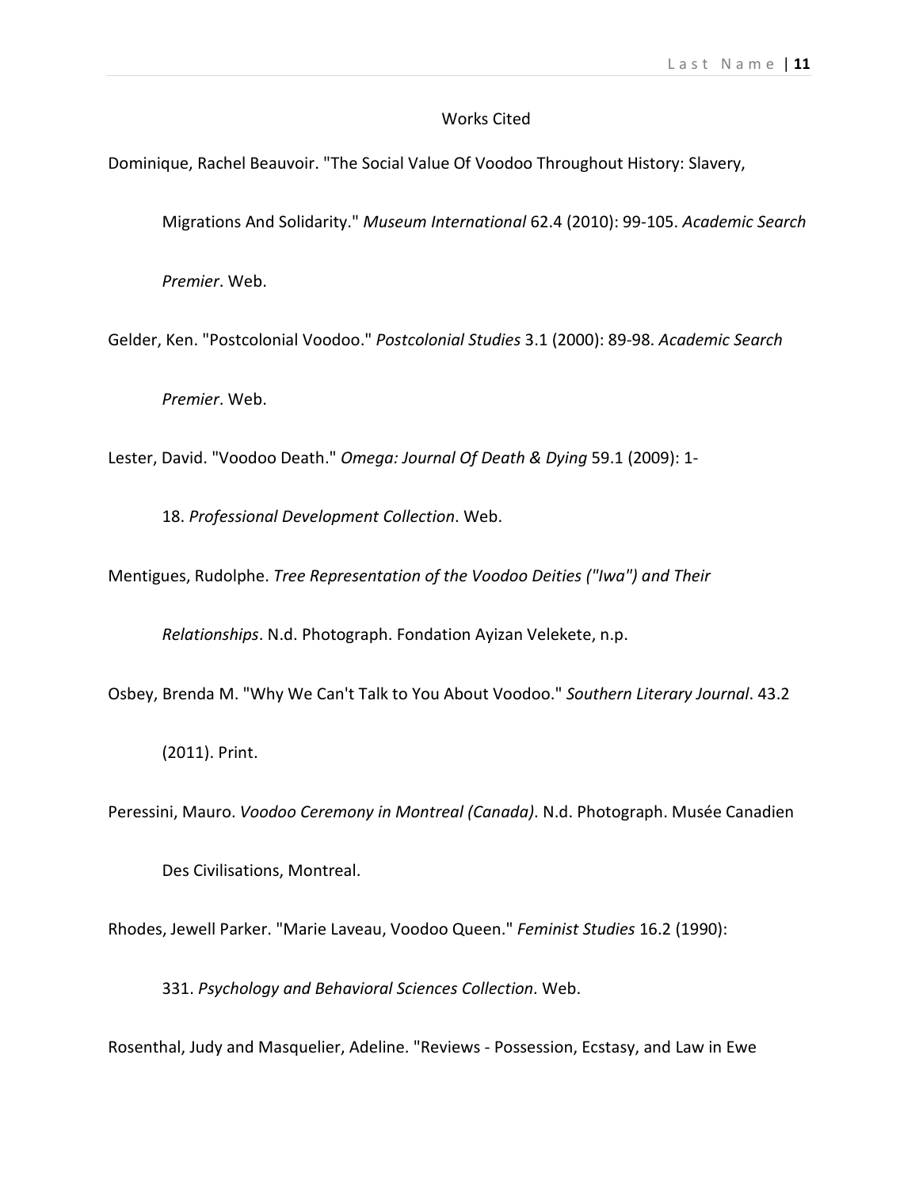Works Cited

Dominique, Rachel Beauvoir. "The Social Value Of Voodoo Throughout History: Slavery, Migrations And Solidarity." *Museum International* 62.4 (2010): 99-105. *Academic Search Premier*. Web.

Gelder, Ken. "Postcolonial Voodoo." *Postcolonial Studies* 3.1 (2000): 89-98. *Academic Search Premier*. Web.

Lester, David. "Voodoo Death." *Omega: Journal Of Death & Dying* 59.1 (2009): 1-18. *Professional Development Collection*. Web.

Mentigues, Rudolphe. *Tree Representation of the Voodoo Deities ("Iwa") and Their Relationships*. N.d. Photograph. Fondation Ayizan Velekete, n.p.

Osbey, Brenda M. "Why We Can't Talk to You About Voodoo." *Southern Literary Journal*. 43.2 (2011). Print.

Peressini, Mauro. *Voodoo Ceremony in Montreal (Canada)*. N.d. Photograph. Musée Canadien Des Civilisations, Montreal.

Rhodes, Jewell Parker. "Marie Laveau, Voodoo Queen." *Feminist Studies* 16.2 (1990): 331. *Psychology and Behavioral Sciences Collection*. Web.

Rosenthal, Judy and Masquelier, Adeline. "Reviews - Possession, Ecstasy, and Law in Ewe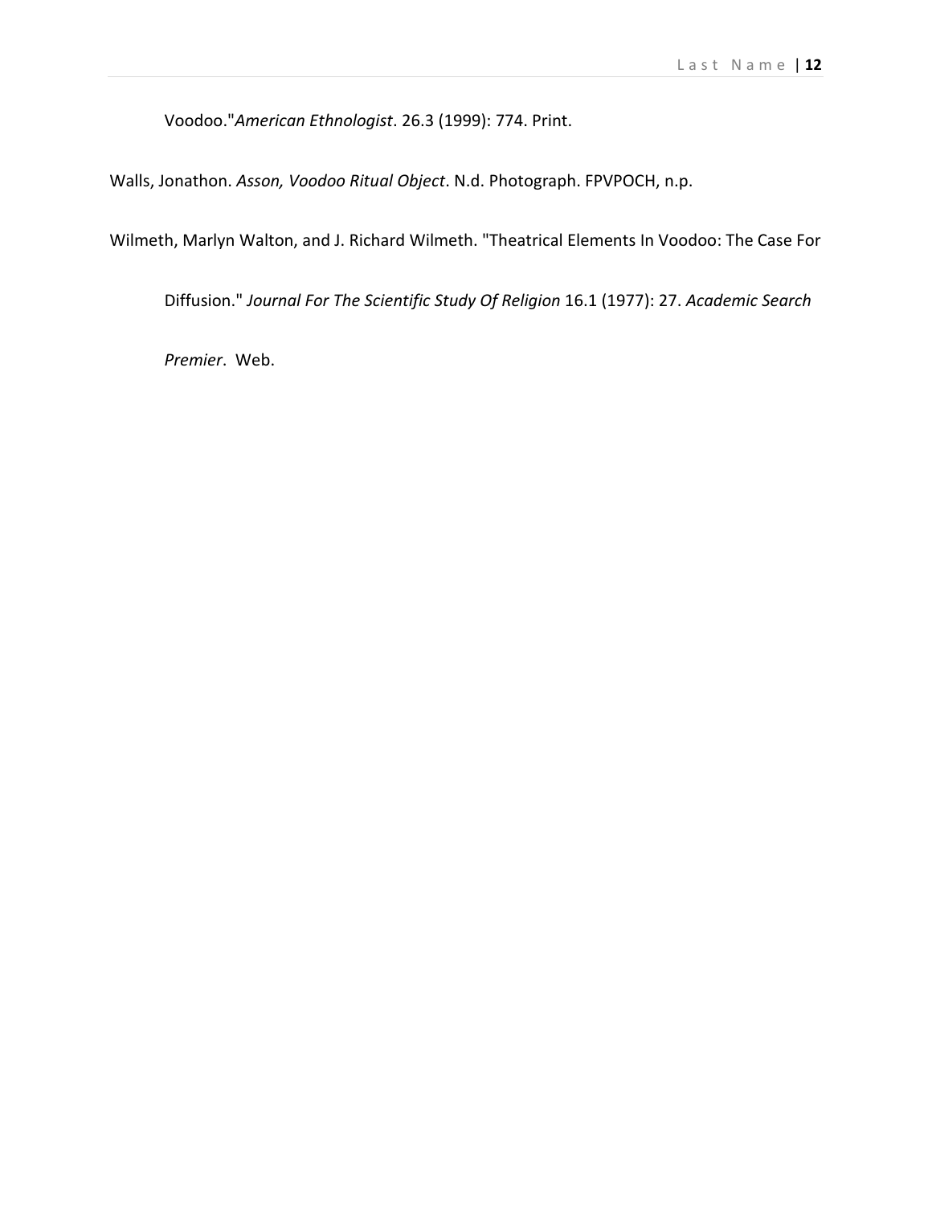Voodoo."*American Ethnologist*. 26.3 (1999): 774. Print.

Walls, Jonathon. *Asson, Voodoo Ritual Object*. N.d. Photograph. FPVPOCH, n.p.

Wilmeth, Marlyn Walton, and J. Richard Wilmeth. "Theatrical Elements In Voodoo: The Case For Diffusion." *Journal For The Scientific Study Of Religion* 16.1 (1977): 27. *Academic Search Premier*. Web.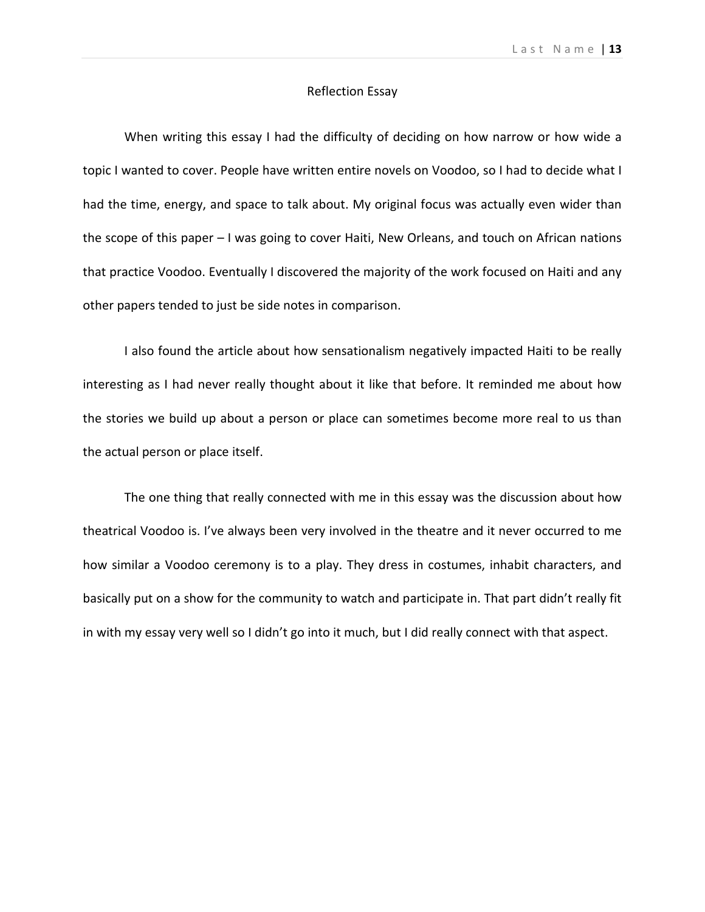## Reflection Essay

When writing this essay I had the difficulty of deciding on how narrow or how wide a topic I wanted to cover. People have written entire novels on Voodoo, so I had to decide what I had the time, energy, and space to talk about. My original focus was actually even wider than the scope of this paper – I was going to cover Haiti, New Orleans, and touch on African nations that practice Voodoo. Eventually I discovered the majority of the work focused on Haiti and any other papers tended to just be side notes in comparison.

I also found the article about how sensationalism negatively impacted Haiti to be really interesting as I had never really thought about it like that before. It reminded me about how the stories we build up about a person or place can sometimes become more real to us than the actual person or place itself.

The one thing that really connected with me in this essay was the discussion about how theatrical Voodoo is. I've always been very involved in the theatre and it never occurred to me how similar a Voodoo ceremony is to a play. They dress in costumes, inhabit characters, and basically put on a show for the community to watch and participate in. That part didn't really fit in with my essay very well so I didn't go into it much, but I did really connect with that aspect.